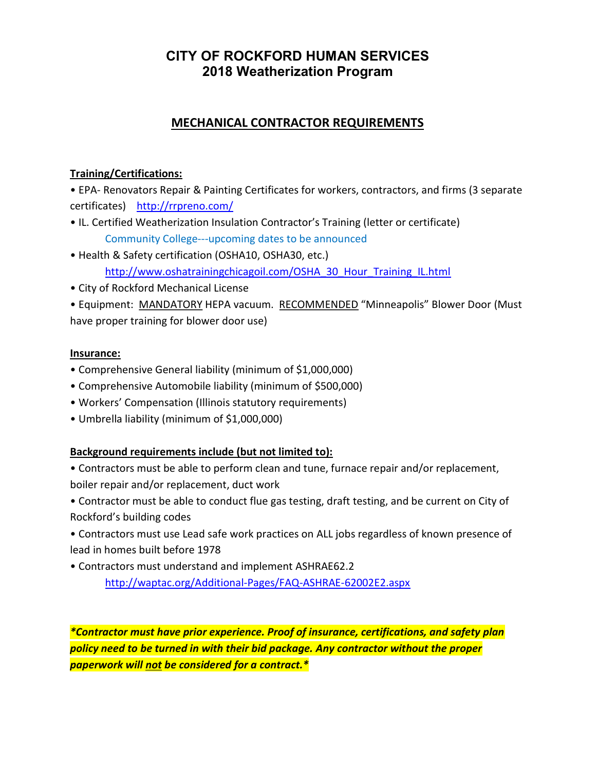# CITY OF ROCKFORD HUMAN SERVICES
# 2018 Weatherization Program

## MECHANICAL CONTRACTOR REQUIREMENTS

**Training/Certifications:**

- EPA- Renovators Repair & Painting Certificates for workers, contractors, and firms (3 separate certificates) http://rrpreno.com/
- IL. Certified Weatherization Insulation Contractor's Training (letter or certificate)
  Community College---upcoming dates to be announced
- Health & Safety certification (OSHA10, OSHA30, etc.)
  http://www.oshatrainingchicagoil.com/OSHA_30_Hour_Training_IL.html
- City of Rockford Mechanical License
- Equipment: MANDATORY HEPA vacuum. RECOMMENDED "Minneapolis" Blower Door (Must have proper training for blower door use)

**Insurance:**

- Comprehensive General liability (minimum of $1,000,000)
- Comprehensive Automobile liability (minimum of $500,000)
- Workers' Compensation (Illinois statutory requirements)
- Umbrella liability (minimum of $1,000,000)

**Background requirements include (but not limited to):**

- Contractors must be able to perform clean and tune, furnace repair and/or replacement, boiler repair and/or replacement, duct work
- Contractor must be able to conduct flue gas testing, draft testing, and be current on City of Rockford's building codes
- Contractors must use Lead safe work practices on ALL jobs regardless of known presence of lead in homes built before 1978
- Contractors must understand and implement ASHRAE62.2
  http://waptac.org/Additional-Pages/FAQ-ASHRAE-62002E2.aspx

***\*Contractor must have prior experience. Proof of insurance, certifications, and safety plan policy need to be turned in with their bid package. Any contractor without the proper paperwork will not be considered for a contract.\****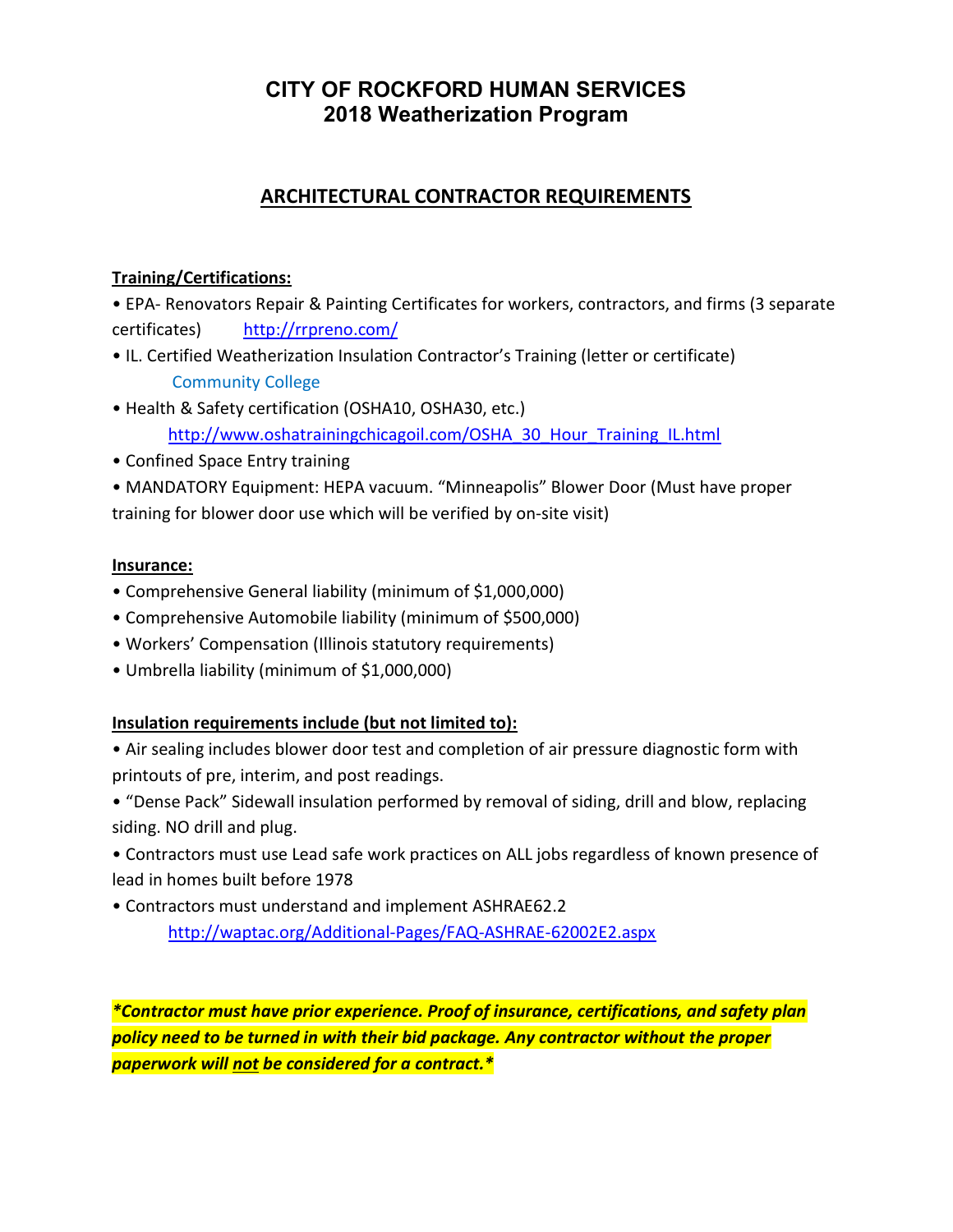# CITY OF ROCKFORD HUMAN SERVICES
# 2018 Weatherization Program

## ARCHITECTURAL CONTRACTOR REQUIREMENTS

**Training/Certifications:**

- EPA- Renovators Repair & Painting Certificates for workers, contractors, and firms (3 separate certificates) http://rrpreno.com/
- IL. Certified Weatherization Insulation Contractor's Training (letter or certificate)
  Community College
- Health & Safety certification (OSHA10, OSHA30, etc.)
  http://www.oshatrainingchicagoil.com/OSHA_30_Hour_Training_IL.html
- Confined Space Entry training
- MANDATORY Equipment: HEPA vacuum. "Minneapolis" Blower Door (Must have proper training for blower door use which will be verified by on-site visit)

**Insurance:**

- Comprehensive General liability (minimum of $1,000,000)
- Comprehensive Automobile liability (minimum of $500,000)
- Workers' Compensation (Illinois statutory requirements)
- Umbrella liability (minimum of $1,000,000)

**Insulation requirements include (but not limited to):**

- Air sealing includes blower door test and completion of air pressure diagnostic form with printouts of pre, interim, and post readings.
- "Dense Pack" Sidewall insulation performed by removal of siding, drill and blow, replacing siding. NO drill and plug.
- Contractors must use Lead safe work practices on ALL jobs regardless of known presence of lead in homes built before 1978
- Contractors must understand and implement ASHRAE62.2
  http://waptac.org/Additional-Pages/FAQ-ASHRAE-62002E2.aspx

***\*Contractor must have prior experience. Proof of insurance, certifications, and safety plan policy need to be turned in with their bid package. Any contractor without the proper paperwork will not be considered for a contract.\****